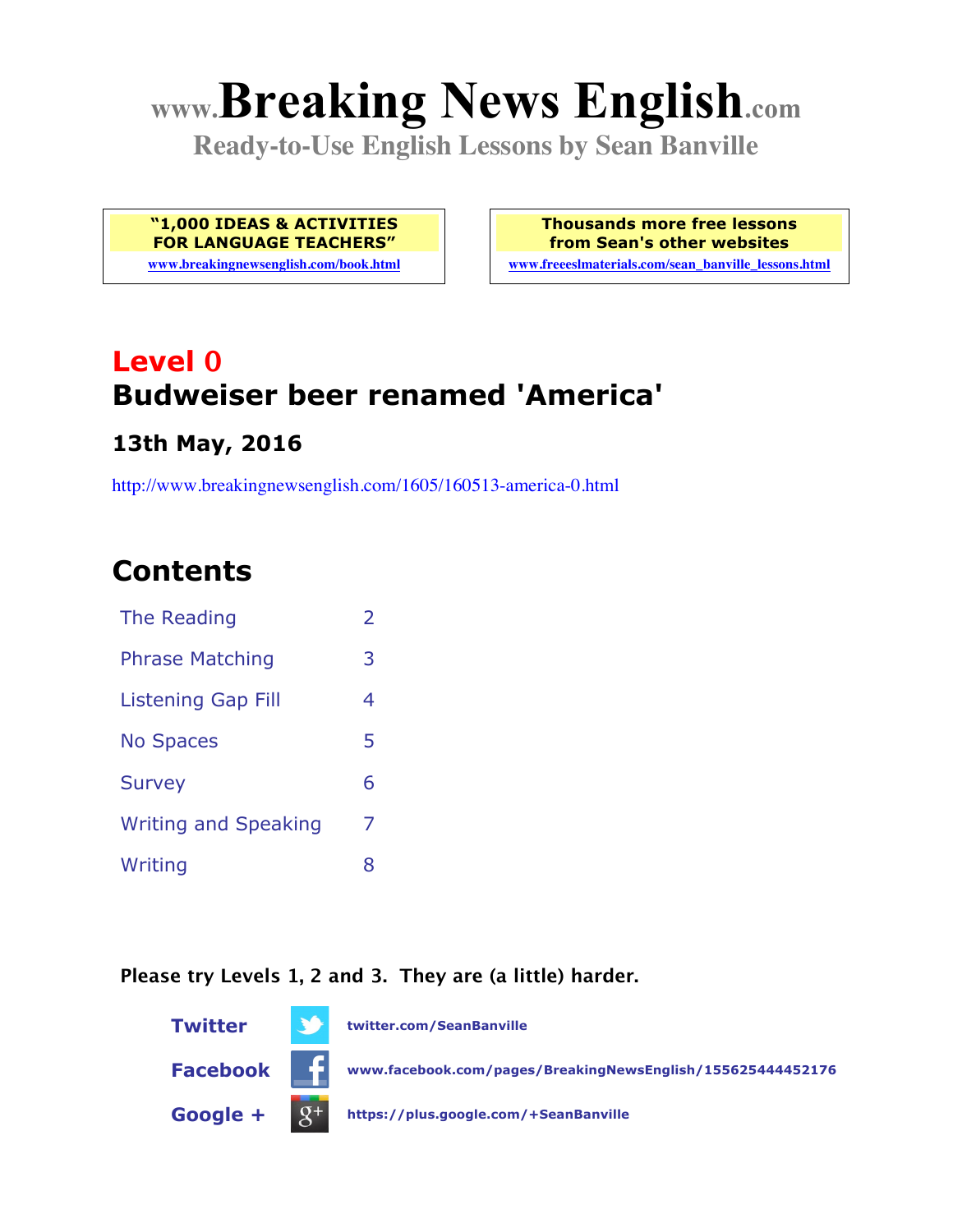# www.Breaking News English.com

**Ready-to-Use English Lessons by Sean Banville**

**"1,000 IDEAS & ACTIVITIES FOR LANGUAGE TEACHERS"**
www.breakingnewsenglish.com/book.html

**Thousands more free lessons from Sean's other websites**
www.freeeslmaterials.com/sean_banville_lessons.html

## Level 0

## Budweiser beer renamed 'America'

### 13th May, 2016

http://www.breakingnewsenglish.com/1605/160513-america-0.html

## Contents

| | |
|---|---|
| The Reading | 2 |
| Phrase Matching | 3 |
| Listening Gap Fill | 4 |
| No Spaces | 5 |
| Survey | 6 |
| Writing and Speaking | 7 |
| Writing | 8 |

**Please try Levels 1, 2 and 3. They are (a little) harder.**

**Twitter** twitter.com/SeanBanville

**Facebook** www.facebook.com/pages/BreakingNewsEnglish/155625444452176

**Google +** https://plus.google.com/+SeanBanville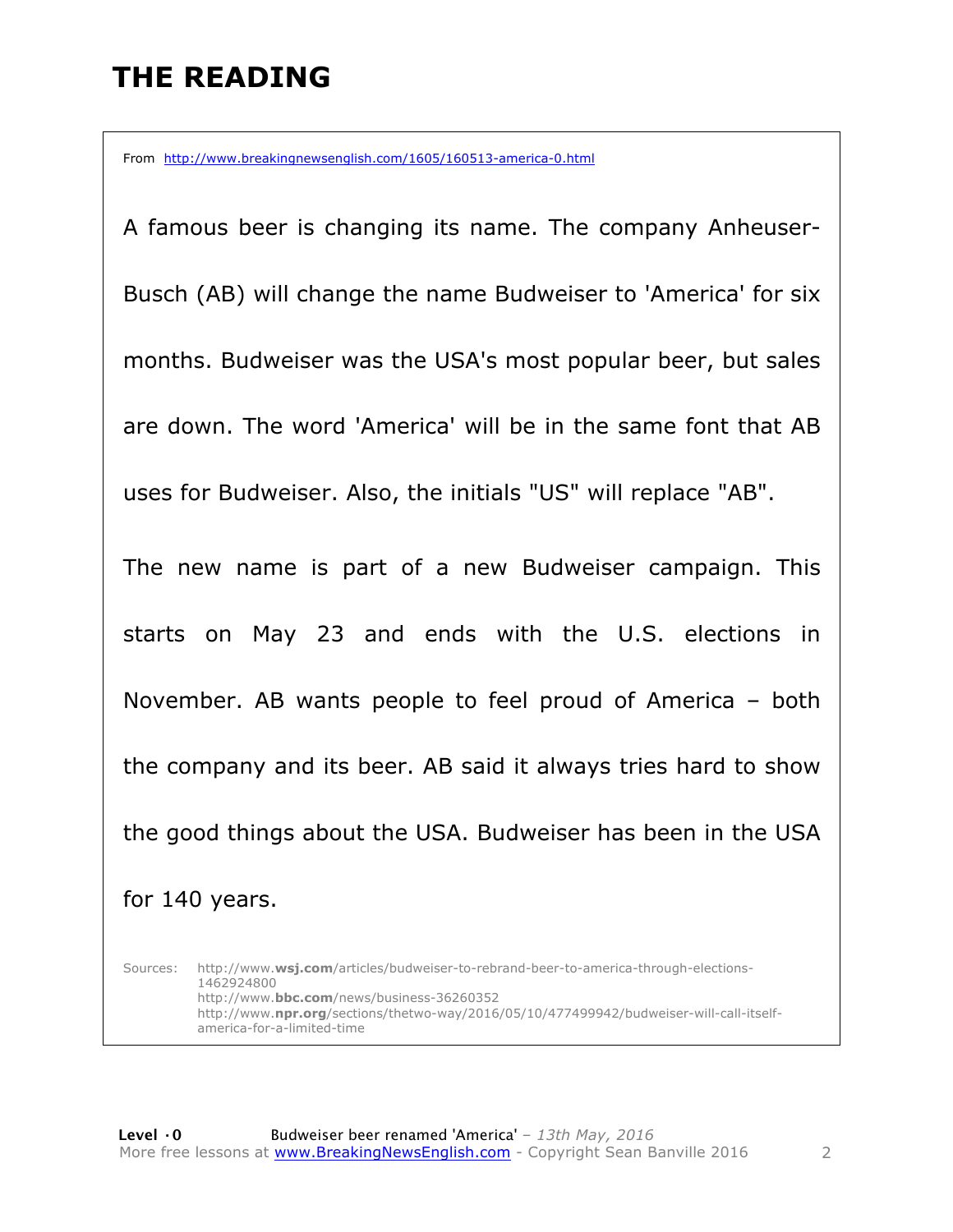# THE READING

From http://www.breakingnewsenglish.com/1605/160513-america-0.html

A famous beer is changing its name. The company Anheuser-Busch (AB) will change the name Budweiser to 'America' for six months. Budweiser was the USA's most popular beer, but sales are down. The word 'America' will be in the same font that AB uses for Budweiser. Also, the initials "US" will replace "AB".

The new name is part of a new Budweiser campaign. This starts on May 23 and ends with the U.S. elections in November. AB wants people to feel proud of America – both the company and its beer. AB said it always tries hard to show the good things about the USA. Budweiser has been in the USA for 140 years.

Sources: http://www.**wsj.com**/articles/budweiser-to-rebrand-beer-to-america-through-elections-1462924800
http://www.**bbc.com**/news/business-36260352
http://www.**npr.org**/sections/thetwo-way/2016/05/10/477499942/budweiser-will-call-itself-america-for-a-limited-time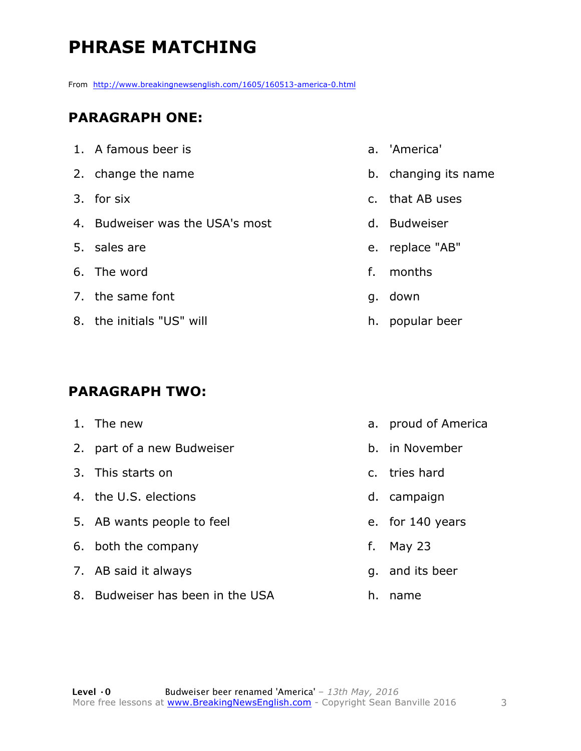# PHRASE MATCHING

From http://www.breakingnewsenglish.com/1605/160513-america-0.html

## PARAGRAPH ONE:

| | |
|---|---|
| 1. A famous beer is | a. 'America' |
| 2. change the name | b. changing its name |
| 3. for six | c. that AB uses |
| 4. Budweiser was the USA's most | d. Budweiser |
| 5. sales are | e. replace "AB" |
| 6. The word | f. months |
| 7. the same font | g. down |
| 8. the initials "US" will | h. popular beer |

## PARAGRAPH TWO:

| | |
|---|---|
| 1. The new | a. proud of America |
| 2. part of a new Budweiser | b. in November |
| 3. This starts on | c. tries hard |
| 4. the U.S. elections | d. campaign |
| 5. AB wants people to feel | e. for 140 years |
| 6. both the company | f. May 23 |
| 7. AB said it always | g. and its beer |
| 8. Budweiser has been in the USA | h. name |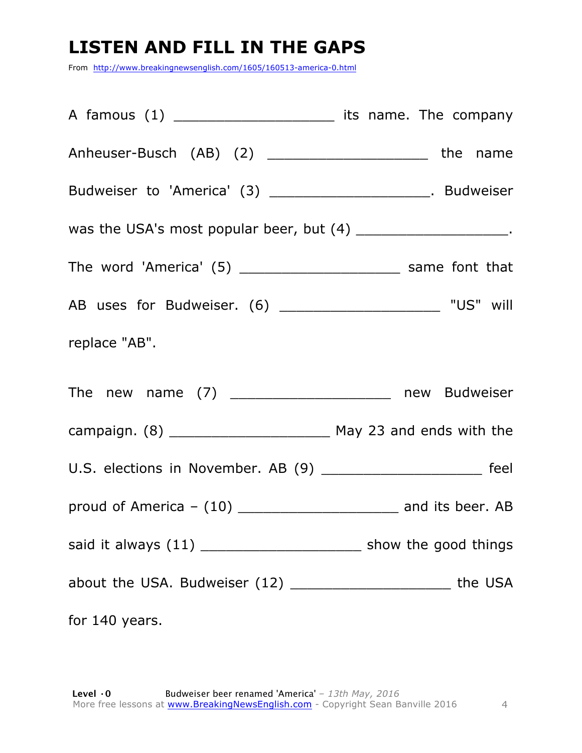# LISTEN AND FILL IN THE GAPS

From http://www.breakingnewsenglish.com/1605/160513-america-0.html

A famous (1) ___________________ its name. The company Anheuser-Busch (AB) (2) ___________________ the name Budweiser to 'America' (3) ___________________. Budweiser was the USA's most popular beer, but (4) ___________________. The word 'America' (5) ___________________ same font that AB uses for Budweiser. (6) ___________________ "US" will replace "AB".

The new name (7) ___________________ new Budweiser campaign. (8) ___________________ May 23 and ends with the U.S. elections in November. AB (9) ___________________ feel proud of America – (10) ___________________ and its beer. AB said it always (11) ___________________ show the good things about the USA. Budweiser (12) ___________________ the USA for 140 years.

**Level · 0** Budweiser beer renamed 'America' – *13th May, 2016*
More free lessons at www.BreakingNewsEnglish.com - Copyright Sean Banville 2016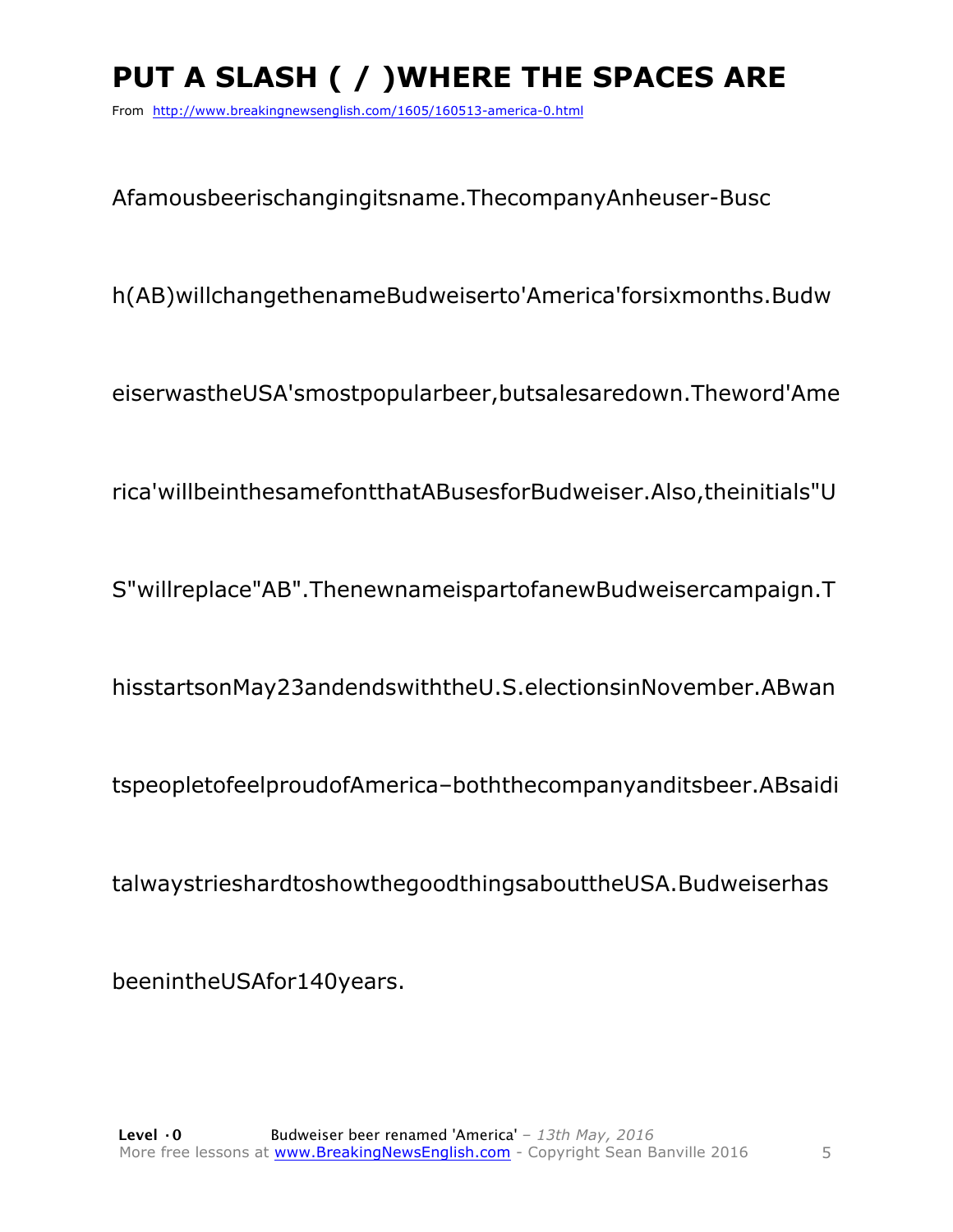# PUT A SLASH ( / )WHERE THE SPACES ARE

From http://www.breakingnewsenglish.com/1605/160513-america-0.html

AfamousbeerischangingitsnameThecompanyAnheuser-Busc

h(AB)willchangethenameBudweiserto'America'forsixmonths.Budw

eiserwastheUSA'smostpopularbeer,butsalesaredown.Theword'Ame

rica'willbeinthesamefontthatABusesforBudweiser.Also,theinitials"U

S"willreplace"AB".ThenewnameispartofanewBudweisercampaign.T

hisstartsonMay23andendswiththeU.S.electionsinNovember.ABwan

tspeopletofeelproudofAmerica–boththecompanyanditsbeer.ABsaidi

talwaystrieshardtoshowthegoodthingsabouttheUSA.Budweiserhas

beenintheUSAfor140years.

**Level ·0** Budweiser beer renamed 'America' – *13th May, 2016*
More free lessons at www.BreakingNewsEnglish.com - Copyright Sean Banville 2016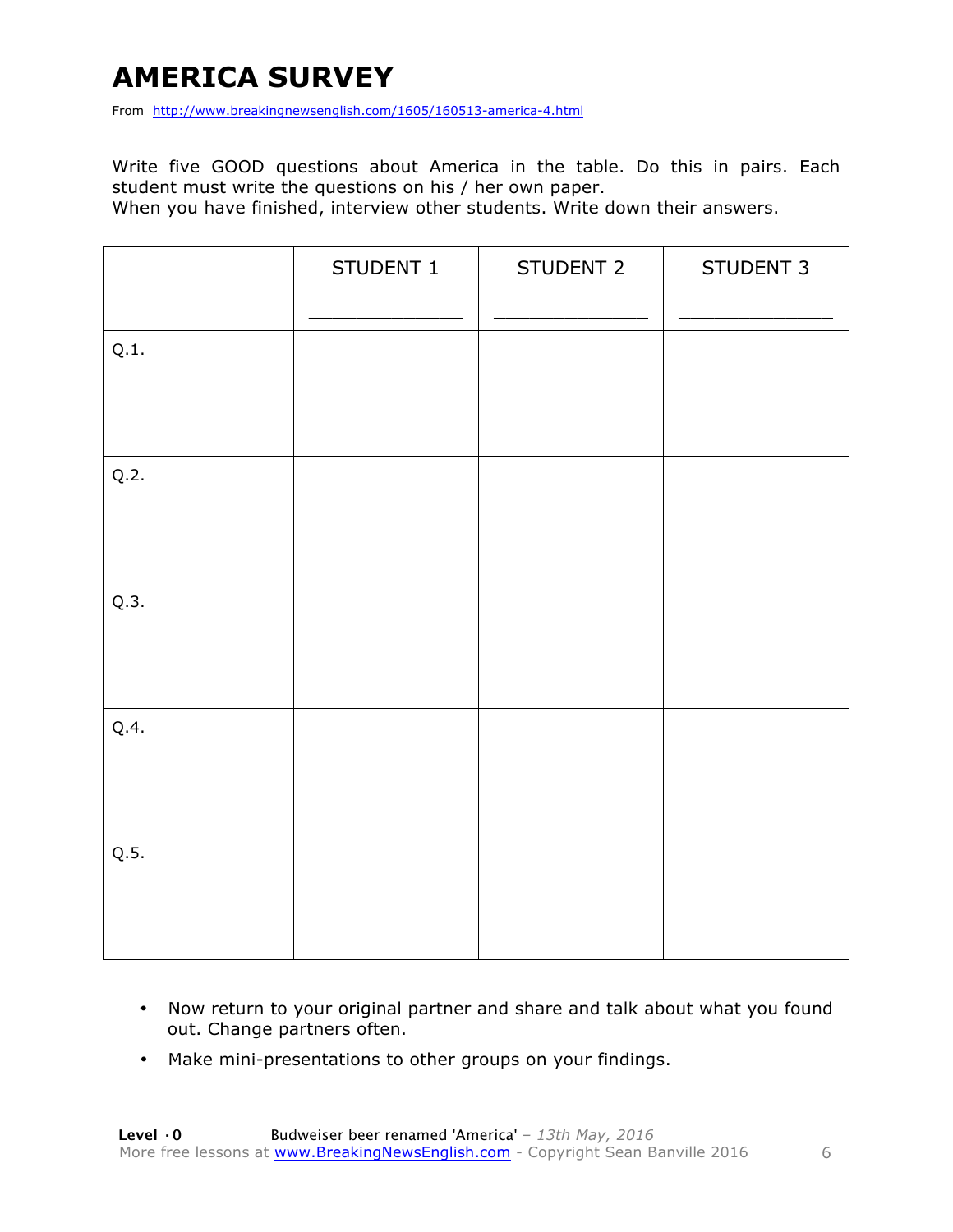# AMERICA SURVEY

From http://www.breakingnewsenglish.com/1605/160513-america-4.html

Write five GOOD questions about America in the table. Do this in pairs. Each student must write the questions on his / her own paper.
When you have finished, interview other students. Write down their answers.

| | STUDENT 1<br>_______________ | STUDENT 2<br>_______________ | STUDENT 3<br>_______________ |
|---|---|---|---|
| Q.1. | | | |
| Q.2. | | | |
| Q.3. | | | |
| Q.4. | | | |
| Q.5. | | | |

- Now return to your original partner and share and talk about what you found out. Change partners often.
- Make mini-presentations to other groups on your findings.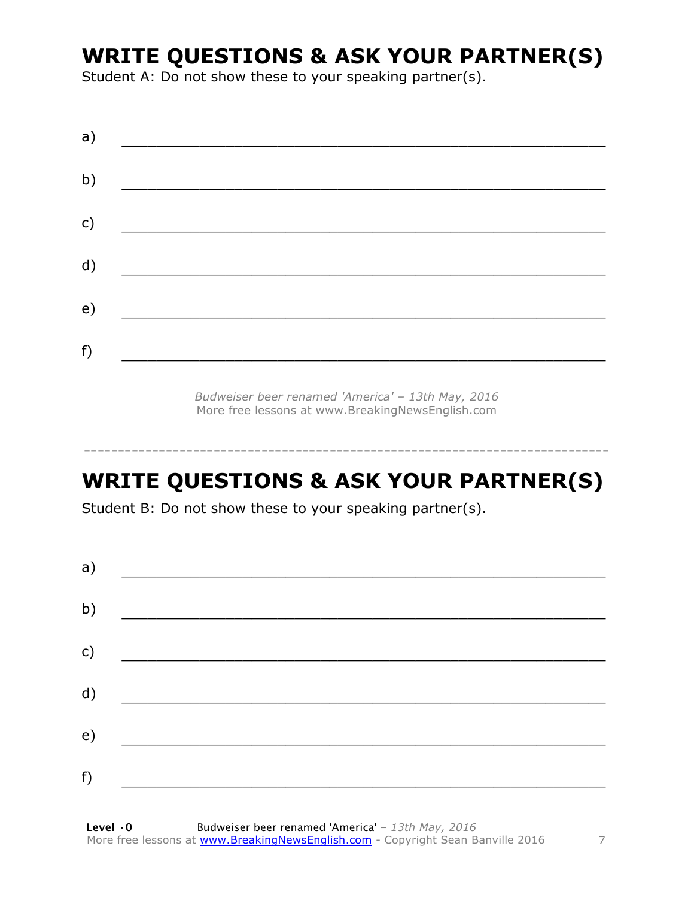## WRITE QUESTIONS & ASK YOUR PARTNER(S)

Student A: Do not show these to your speaking partner(s).

a) ___________________________________________________________

b) ___________________________________________________________

c) ___________________________________________________________

d) ___________________________________________________________

e) ___________________________________________________________

f) ___________________________________________________________

*Budweiser beer renamed 'America' – 13th May, 2016*
More free lessons at www.BreakingNewsEnglish.com

---

## WRITE QUESTIONS & ASK YOUR PARTNER(S)

Student B: Do not show these to your speaking partner(s).

a) ___________________________________________________________

b) ___________________________________________________________

c) ___________________________________________________________

d) ___________________________________________________________

e) ___________________________________________________________

f) ___________________________________________________________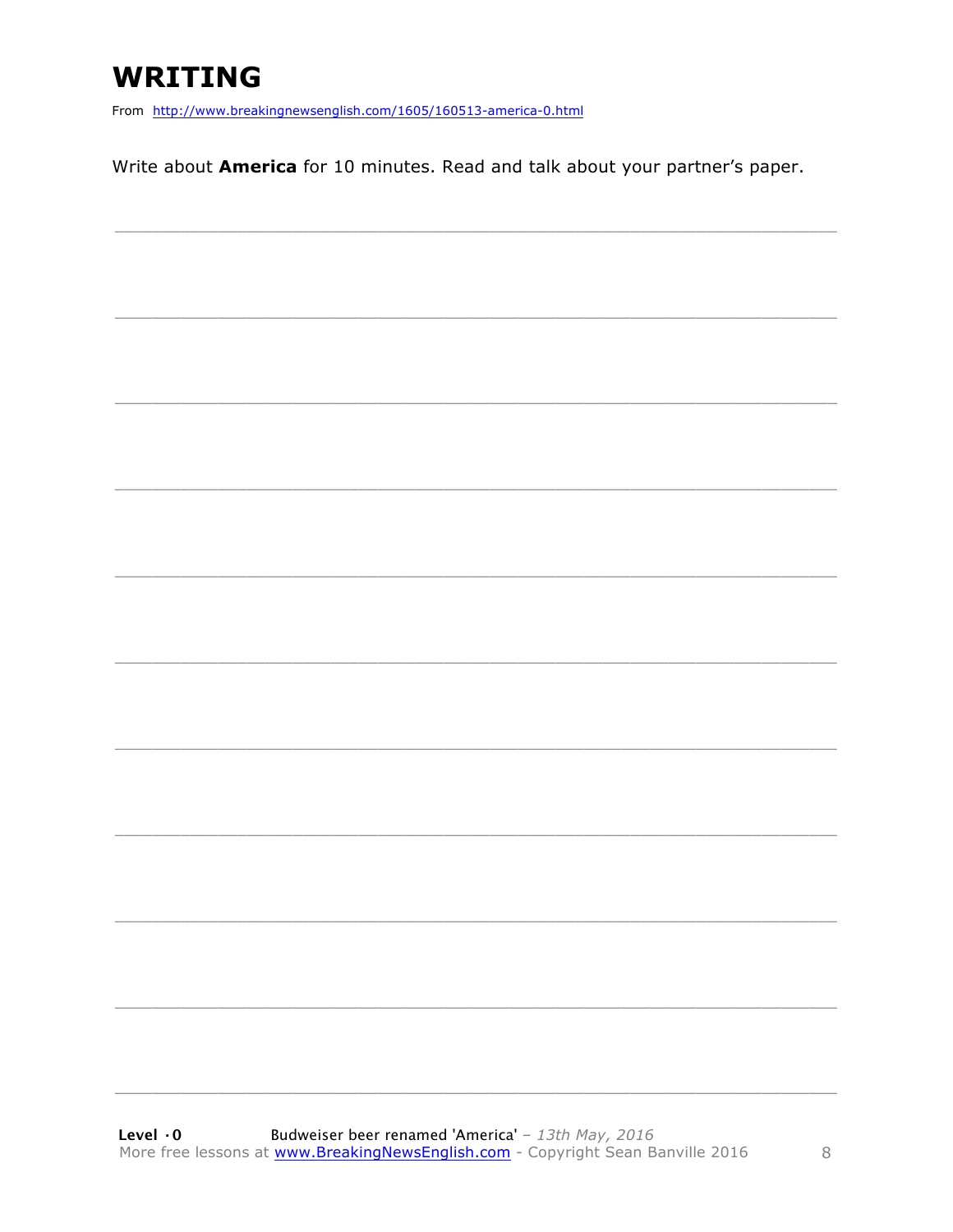# WRITING

From http://www.breakingnewsenglish.com/1605/160513-america-0.html

Write about **America** for 10 minutes. Read and talk about your partner's paper.

___________________________________________________________________________

___________________________________________________________________________

___________________________________________________________________________

___________________________________________________________________________

___________________________________________________________________________

___________________________________________________________________________

___________________________________________________________________________

___________________________________________________________________________

___________________________________________________________________________

___________________________________________________________________________

___________________________________________________________________________